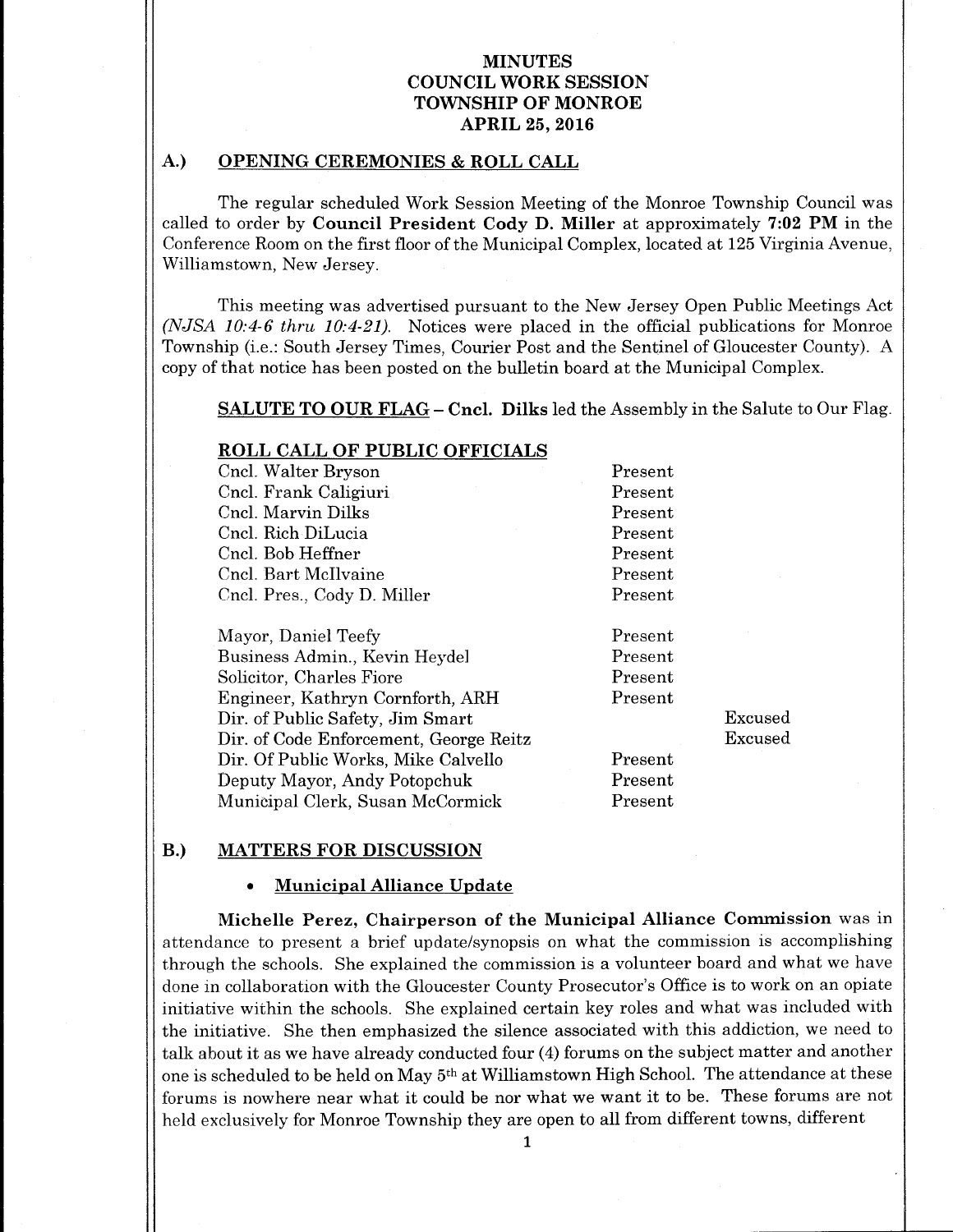# MINUTES
# COUNCIL WORK SESSION
# TOWNSHIP OF MONROE
# APRIL 25, 2016

## A.) OPENING CEREMONIES & ROLL CALL

The regular scheduled Work Session Meeting of the Monroe Township Council was called to order by **Council President Cody D. Miller** at approximately **7:02 PM** in the Conference Room on the first floor of the Municipal Complex, located at 125 Virginia Avenue, Williamstown, New Jersey.

This meeting was advertised pursuant to the New Jersey Open Public Meetings Act *(NJSA 10:4-6 thru 10:4-21)*. Notices were placed in the official publications for Monroe Township (i.e.: South Jersey Times, Courier Post and the Sentinel of Gloucester County). A copy of that notice has been posted on the bulletin board at the Municipal Complex.

**SALUTE TO OUR FLAG** – **Cncl. Dilks** led the Assembly in the Salute to Our Flag.

**ROLL CALL OF PUBLIC OFFICIALS**

| | | |
|---|---|---|
| Cncl. Walter Bryson | Present | |
| Cncl. Frank Caligiuri | Present | |
| Cncl. Marvin Dilks | Present | |
| Cncl. Rich DiLucia | Present | |
| Cncl. Bob Heffner | Present | |
| Cncl. Bart McIlvaine | Present | |
| Cncl. Pres., Cody D. Miller | Present | |
| Mayor, Daniel Teefy | Present | |
| Business Admin., Kevin Heydel | Present | |
| Solicitor, Charles Fiore | Present | |
| Engineer, Kathryn Cornforth, ARH | Present | |
| Dir. of Public Safety, Jim Smart | | Excused |
| Dir. of Code Enforcement, George Reitz | | Excused |
| Dir. Of Public Works, Mike Calvello | Present | |
| Deputy Mayor, Andy Potopchuk | Present | |
| Municipal Clerk, Susan McCormick | Present | |

## B.) MATTERS FOR DISCUSSION

- **Municipal Alliance Update**

**Michelle Perez, Chairperson of the Municipal Alliance Commission** was in attendance to present a brief update/synopsis on what the commission is accomplishing through the schools. She explained the commission is a volunteer board and what we have done in collaboration with the Gloucester County Prosecutor's Office is to work on an opiate initiative within the schools. She explained certain key roles and what was included with the initiative. She then emphasized the silence associated with this addiction, we need to talk about it as we have already conducted four (4) forums on the subject matter and another one is scheduled to be held on May 5th at Williamstown High School. The attendance at these forums is nowhere near what it could be nor what we want it to be. These forums are not held exclusively for Monroe Township they are open to all from different towns, different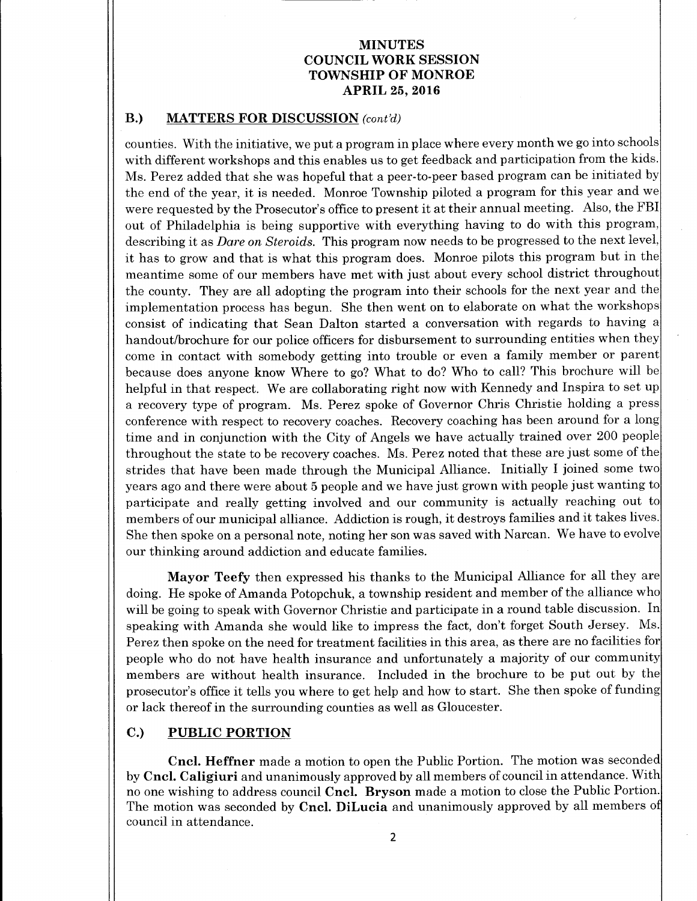# MINUTES
# COUNCIL WORK SESSION
# TOWNSHIP OF MONROE
# APRIL 25, 2016

## B.) MATTERS FOR DISCUSSION *(cont'd)*

counties. With the initiative, we put a program in place where every month we go into schools with different workshops and this enables us to get feedback and participation from the kids. Ms. Perez added that she was hopeful that a peer-to-peer based program can be initiated by the end of the year, it is needed. Monroe Township piloted a program for this year and we were requested by the Prosecutor's office to present it at their annual meeting. Also, the FBI out of Philadelphia is being supportive with everything having to do with this program, describing it as *Dare on Steroids.* This program now needs to be progressed to the next level, it has to grow and that is what this program does. Monroe pilots this program but in the meantime some of our members have met with just about every school district throughout the county. They are all adopting the program into their schools for the next year and the implementation process has begun. She then went on to elaborate on what the workshops consist of indicating that Sean Dalton started a conversation with regards to having a handout/brochure for our police officers for disbursement to surrounding entities when they come in contact with somebody getting into trouble or even a family member or parent because does anyone know Where to go? What to do? Who to call? This brochure will be helpful in that respect. We are collaborating right now with Kennedy and Inspira to set up a recovery type of program. Ms. Perez spoke of Governor Chris Christie holding a press conference with respect to recovery coaches. Recovery coaching has been around for a long time and in conjunction with the City of Angels we have actually trained over 200 people throughout the state to be recovery coaches. Ms. Perez noted that these are just some of the strides that have been made through the Municipal Alliance. Initially I joined some two years ago and there were about 5 people and we have just grown with people just wanting to participate and really getting involved and our community is actually reaching out to members of our municipal alliance. Addiction is rough, it destroys families and it takes lives. She then spoke on a personal note, noting her son was saved with Narcan. We have to evolve our thinking around addiction and educate families.

**Mayor Teefy** then expressed his thanks to the Municipal Alliance for all they are doing. He spoke of Amanda Potopchuk, a township resident and member of the alliance who will be going to speak with Governor Christie and participate in a round table discussion. In speaking with Amanda she would like to impress the fact, don't forget South Jersey. Ms. Perez then spoke on the need for treatment facilities in this area, as there are no facilities for people who do not have health insurance and unfortunately a majority of our community members are without health insurance. Included in the brochure to be put out by the prosecutor's office it tells you where to get help and how to start. She then spoke of funding or lack thereof in the surrounding counties as well as Gloucester.

## C.) PUBLIC PORTION

**Cncl. Heffner** made a motion to open the Public Portion. The motion was seconded by **Cncl. Caligiuri** and unanimously approved by all members of council in attendance. With no one wishing to address council **Cncl. Bryson** made a motion to close the Public Portion. The motion was seconded by **Cncl. DiLucia** and unanimously approved by all members of council in attendance.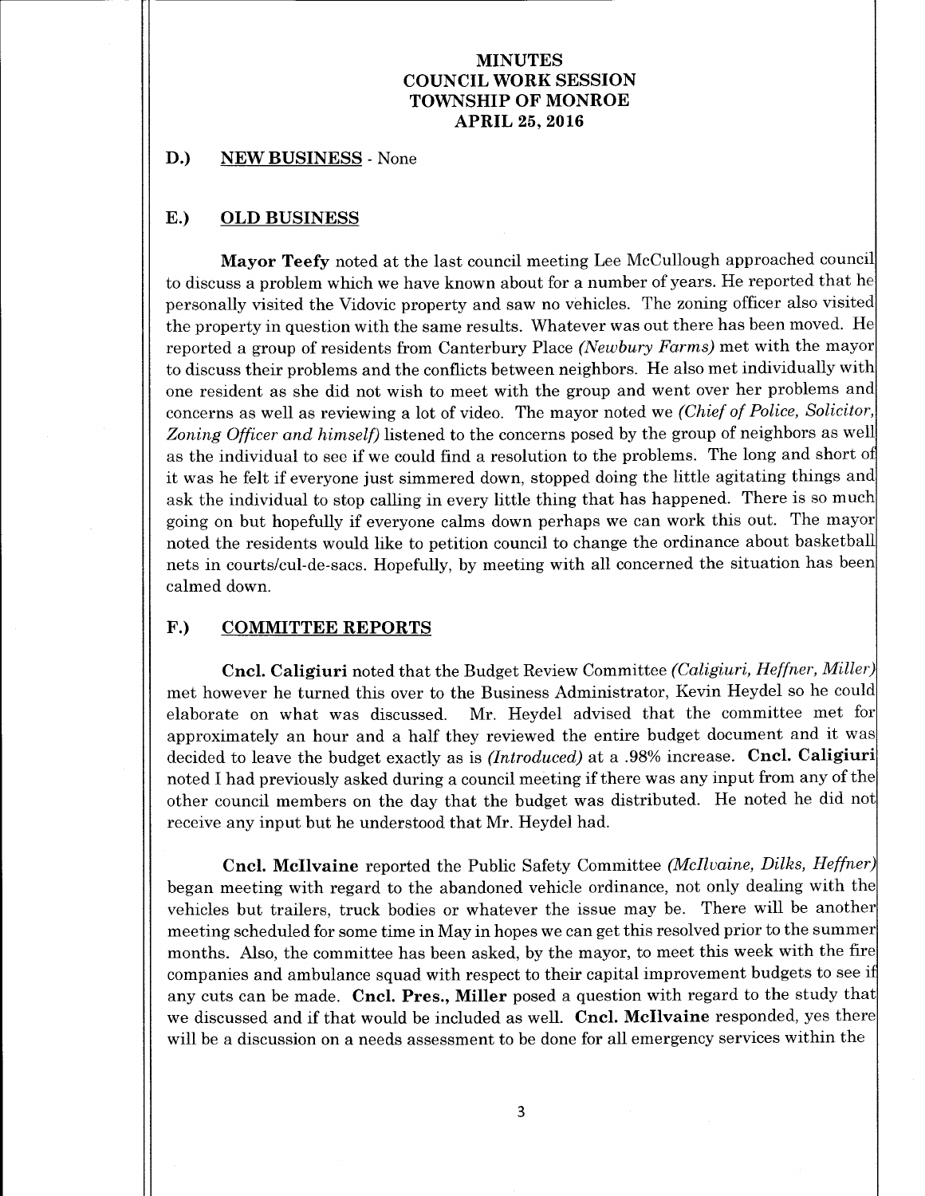# MINUTES
# COUNCIL WORK SESSION
# TOWNSHIP OF MONROE
# APRIL 25, 2016

## D.) NEW BUSINESS - None

## E.) OLD BUSINESS

**Mayor Teefy** noted at the last council meeting Lee McCullough approached council to discuss a problem which we have known about for a number of years. He reported that he personally visited the Vidovic property and saw no vehicles. The zoning officer also visited the property in question with the same results. Whatever was out there has been moved. He reported a group of residents from Canterbury Place *(Newbury Farms)* met with the mayor to discuss their problems and the conflicts between neighbors. He also met individually with one resident as she did not wish to meet with the group and went over her problems and concerns as well as reviewing a lot of video. The mayor noted we *(Chief of Police, Solicitor, Zoning Officer and himself)* listened to the concerns posed by the group of neighbors as well as the individual to see if we could find a resolution to the problems. The long and short of it was he felt if everyone just simmered down, stopped doing the little agitating things and ask the individual to stop calling in every little thing that has happened. There is so much going on but hopefully if everyone calms down perhaps we can work this out. The mayor noted the residents would like to petition council to change the ordinance about basketball nets in courts/cul-de-sacs. Hopefully, by meeting with all concerned the situation has been calmed down.

## F.) COMMITTEE REPORTS

**Cncl. Caligiuri** noted that the Budget Review Committee *(Caligiuri, Heffner, Miller)* met however he turned this over to the Business Administrator, Kevin Heydel so he could elaborate on what was discussed. Mr. Heydel advised that the committee met for approximately an hour and a half they reviewed the entire budget document and it was decided to leave the budget exactly as is *(Introduced)* at a .98% increase. **Cncl. Caligiuri** noted I had previously asked during a council meeting if there was any input from any of the other council members on the day that the budget was distributed. He noted he did not receive any input but he understood that Mr. Heydel had.

**Cncl. McIlvaine** reported the Public Safety Committee *(McIlvaine, Dilks, Heffner)* began meeting with regard to the abandoned vehicle ordinance, not only dealing with the vehicles but trailers, truck bodies or whatever the issue may be. There will be another meeting scheduled for some time in May in hopes we can get this resolved prior to the summer months. Also, the committee has been asked, by the mayor, to meet this week with the fire companies and ambulance squad with respect to their capital improvement budgets to see if any cuts can be made. **Cncl. Pres., Miller** posed a question with regard to the study that we discussed and if that would be included as well. **Cncl. McIlvaine** responded, yes there will be a discussion on a needs assessment to be done for all emergency services within the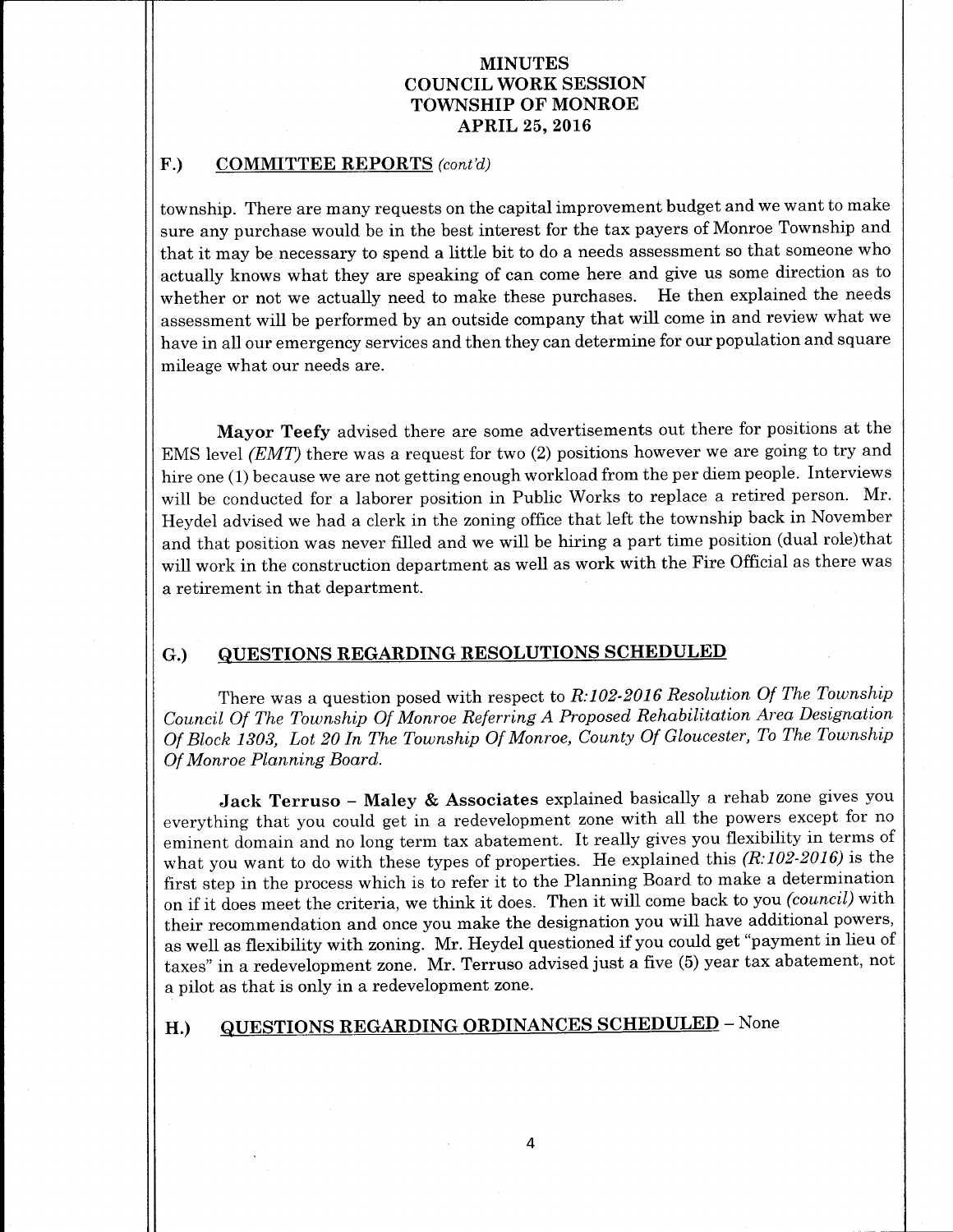## F.) COMMITTEE REPORTS *(cont'd)*

township. There are many requests on the capital improvement budget and we want to make sure any purchase would be in the best interest for the tax payers of Monroe Township and that it may be necessary to spend a little bit to do a needs assessment so that someone who actually knows what they are speaking of can come here and give us some direction as to whether or not we actually need to make these purchases. He then explained the needs assessment will be performed by an outside company that will come in and review what we have in all our emergency services and then they can determine for our population and square mileage what our needs are.

**Mayor Teefy** advised there are some advertisements out there for positions at the EMS level *(EMT)* there was a request for two (2) positions however we are going to try and hire one (1) because we are not getting enough workload from the per diem people. Interviews will be conducted for a laborer position in Public Works to replace a retired person. Mr. Heydel advised we had a clerk in the zoning office that left the township back in November and that position was never filled and we will be hiring a part time position (dual role)that will work in the construction department as well as work with the Fire Official as there was a retirement in that department.

## G.) QUESTIONS REGARDING RESOLUTIONS SCHEDULED

There was a question posed with respect to *R:102-2016 Resolution Of The Township Council Of The Township Of Monroe Referring A Proposed Rehabilitation Area Designation Of Block 1303, Lot 20 In The Township Of Monroe, County Of Gloucester, To The Township Of Monroe Planning Board.*

**Jack Terruso – Maley & Associates** explained basically a rehab zone gives you everything that you could get in a redevelopment zone with all the powers except for no eminent domain and no long term tax abatement. It really gives you flexibility in terms of what you want to do with these types of properties. He explained this *(R:102-2016)* is the first step in the process which is to refer it to the Planning Board to make a determination on if it does meet the criteria, we think it does. Then it will come back to you *(council)* with their recommendation and once you make the designation you will have additional powers, as well as flexibility with zoning. Mr. Heydel questioned if you could get "payment in lieu of taxes" in a redevelopment zone. Mr. Terruso advised just a five (5) year tax abatement, not a pilot as that is only in a redevelopment zone.

## H.) QUESTIONS REGARDING ORDINANCES SCHEDULED – None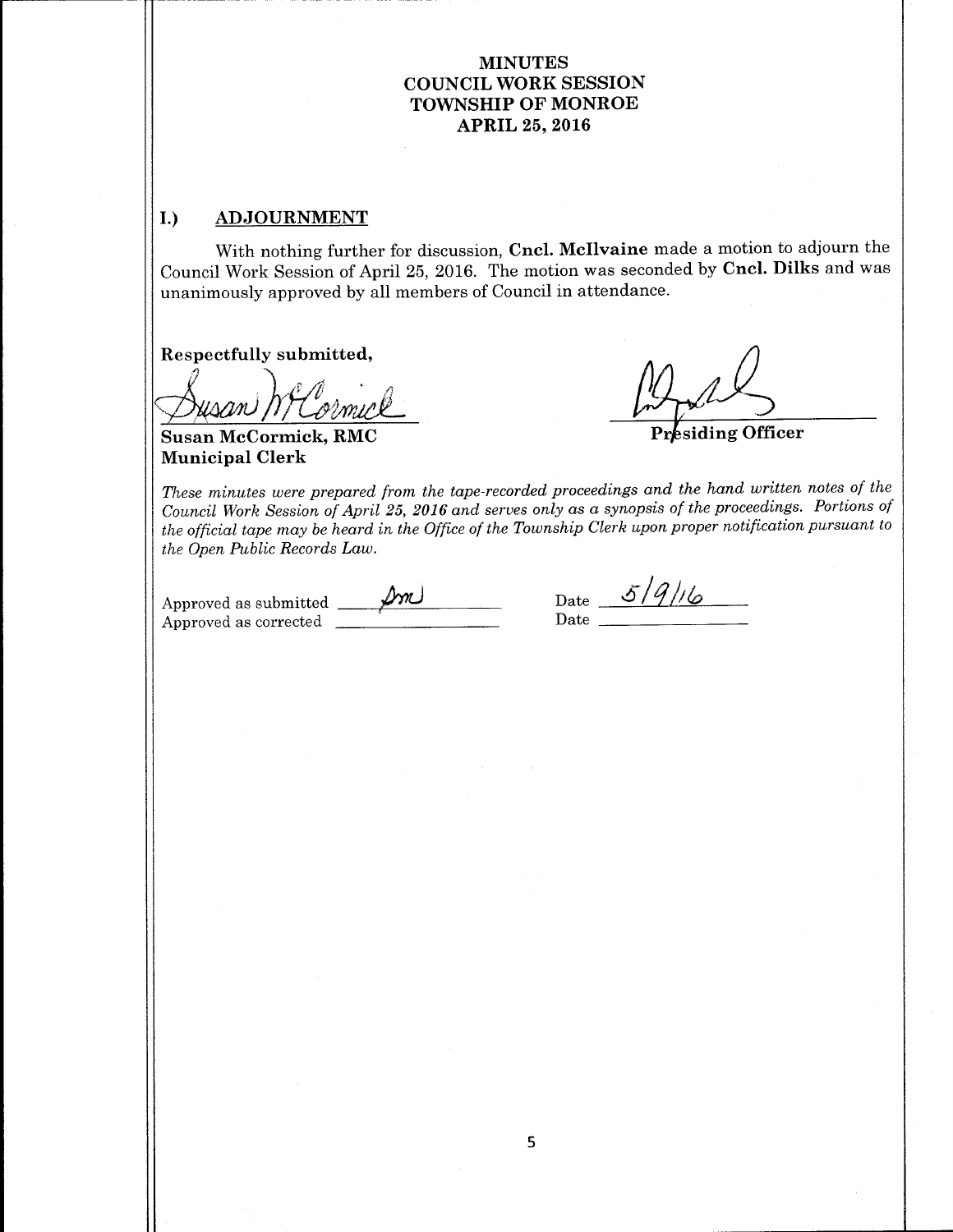# MINUTES
# COUNCIL WORK SESSION
# TOWNSHIP OF MONROE
# APRIL 25, 2016

## I.) ADJOURNMENT

With nothing further for discussion, **Cncl. McIlvaine** made a motion to adjourn the Council Work Session of April 25, 2016. The motion was seconded by **Cncl. Dilks** and was unanimously approved by all members of Council in attendance.

**Respectfully submitted,**

Susan McCormick

**Susan McCormick, RMC**
**Municipal Clerk**

**Presiding Officer**

*These minutes were prepared from the tape-recorded proceedings and the hand written notes of the Council Work Session of April 25, 2016 and serves only as a synopsis of the proceedings. Portions of the official tape may be heard in the Office of the Township Clerk upon proper notification pursuant to the Open Public Records Law.*

Approved as submitted SM Date 5/9/16

Approved as corrected ________ Date ________